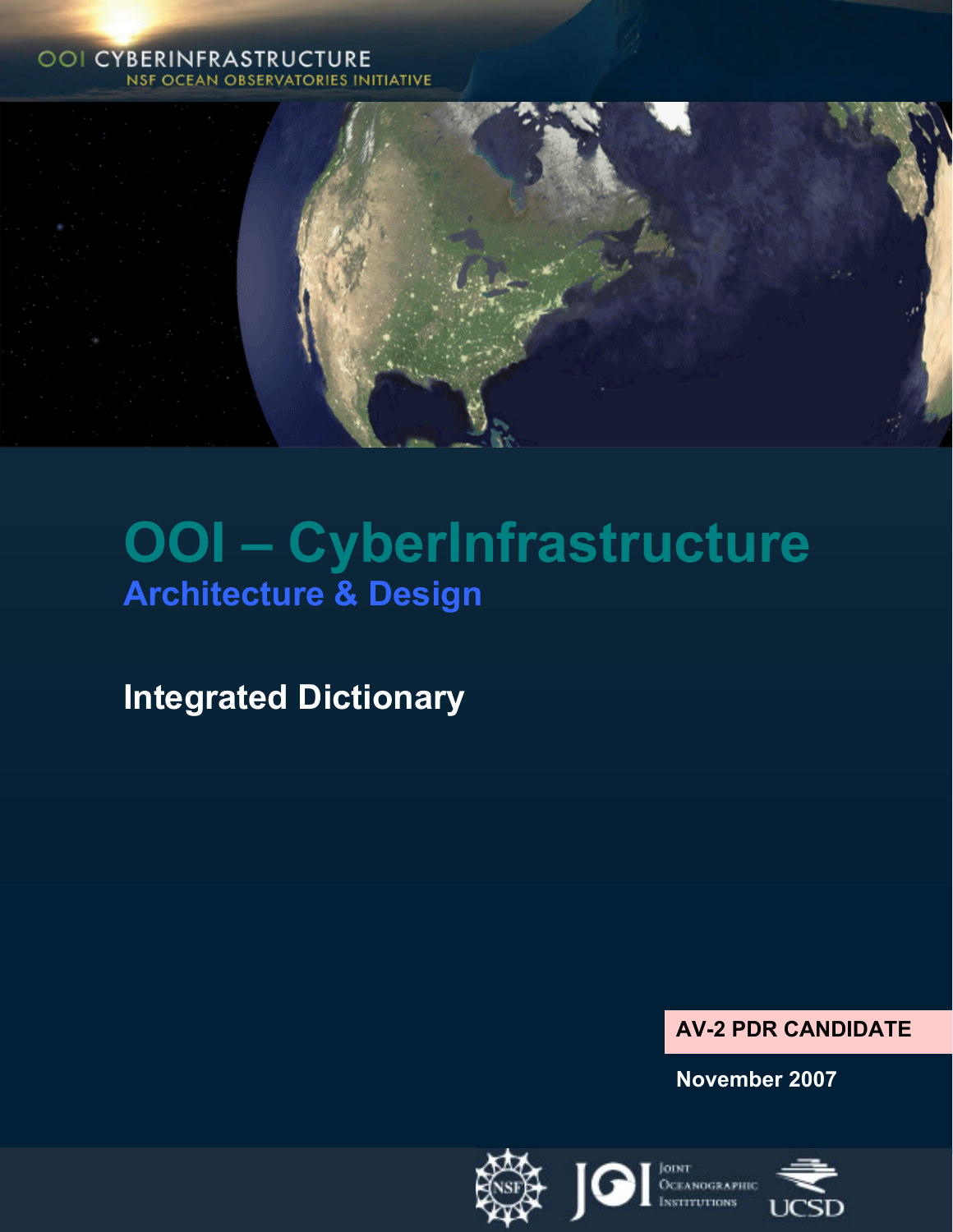OOI CYBERINFRASTRUCTURE
NSF OCEAN OBSERVATORIES INITIATIVE

# OOI – CyberInfrastructure

## Architecture & Design

## Integrated Dictionary

**AV-2 PDR CANDIDATE**

**November 2007**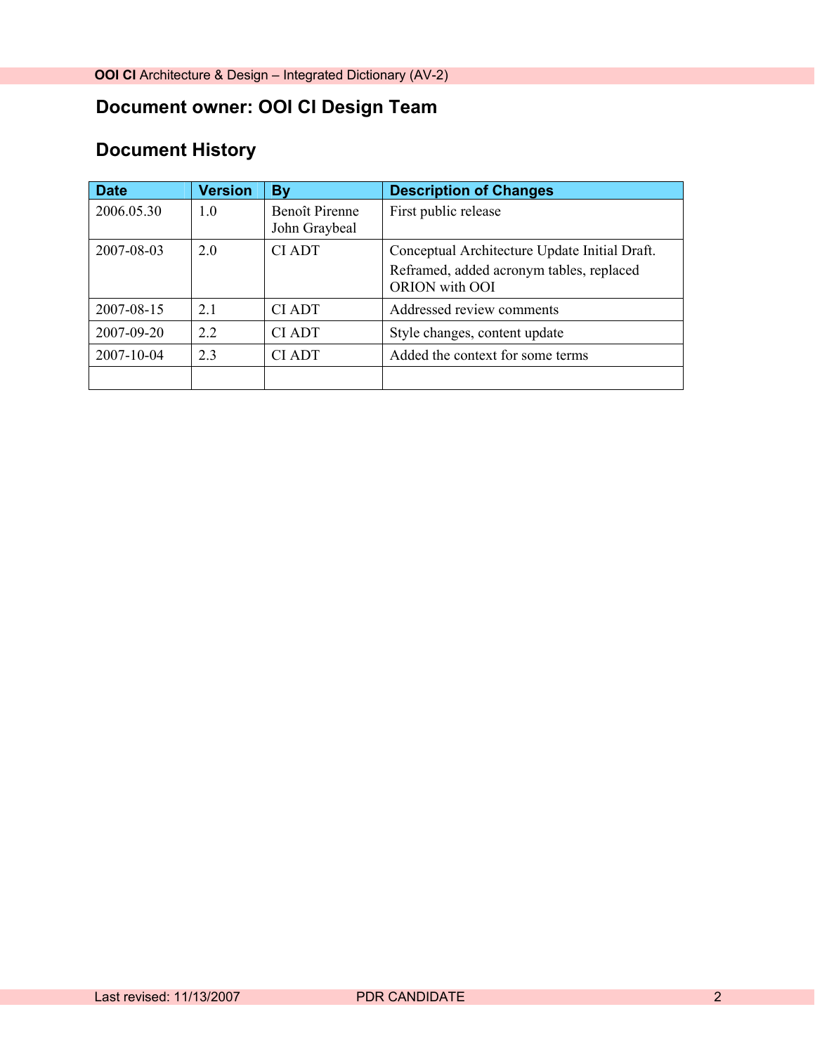## Document owner: OOI CI Design Team

## Document History

| Date | Version | By | Description of Changes |
|---|---|---|---|
| 2006.05.30 | 1.0 | Benoît Pirenne John Graybeal | First public release |
| 2007-08-03 | 2.0 | CI ADT | Conceptual Architecture Update Initial Draft. Reframed, added acronym tables, replaced ORION with OOI |
| 2007-08-15 | 2.1 | CI ADT | Addressed review comments |
| 2007-09-20 | 2.2 | CI ADT | Style changes, content update |
| 2007-10-04 | 2.3 | CI ADT | Added the context for some terms |
| | | | |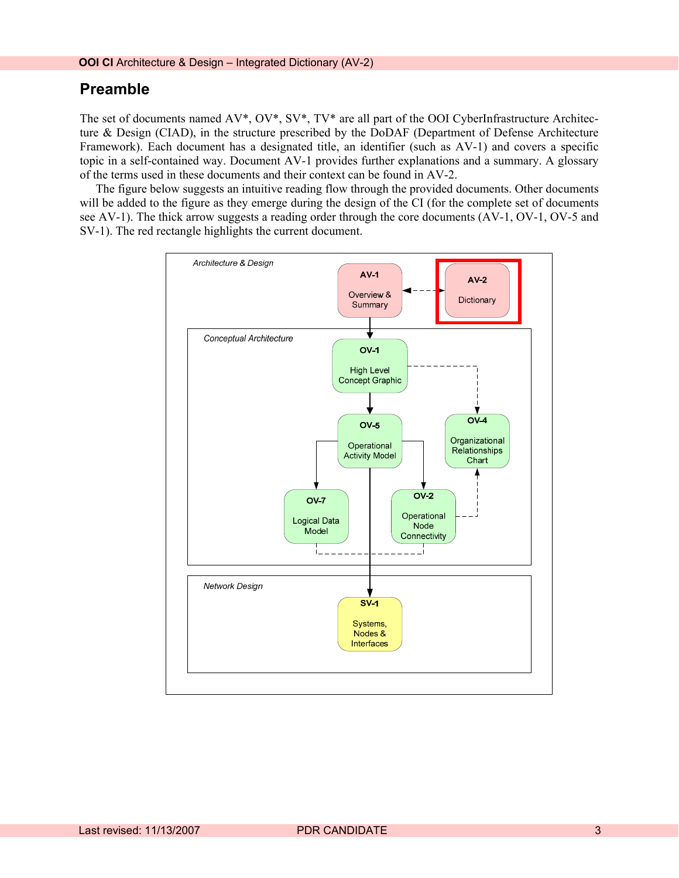## Preamble

The set of documents named AV*, OV*, SV*, TV* are all part of the OOI CyberInfrastructure Architecture & Design (CIAD), in the structure prescribed by the DoDAF (Department of Defense Architecture Framework). Each document has a designated title, an identifier (such as AV-1) and covers a specific topic in a self-contained way. Document AV-1 provides further explanations and a summary. A glossary of the terms used in these documents and their context can be found in AV-2.

The figure below suggests an intuitive reading flow through the provided documents. Other documents will be added to the figure as they emerge during the design of the CI (for the complete set of documents see AV-1). The thick arrow suggests a reading order through the core documents (AV-1, OV-1, OV-5 and SV-1). The red rectangle highlights the current document.

*Architecture & Design*

- **AV-1** Overview & Summary
- **AV-2** Dictionary

*Conceptual Architecture*

- **OV-1** High Level Concept Graphic
- **OV-5** Operational Activity Model
- **OV-4** Organizational Relationships Chart
- **OV-7** Logical Data Model
- **OV-2** Operational Node Connectivity

*Network Design*

- **SV-1** Systems, Nodes & Interfaces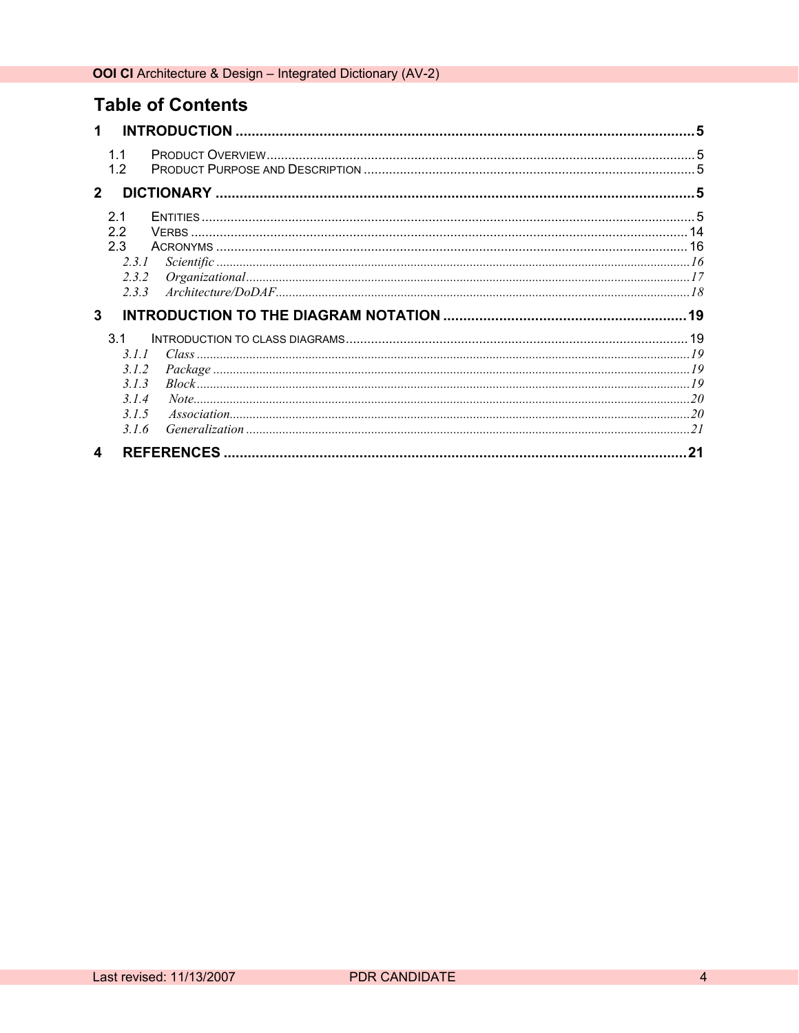# Table of Contents

1 INTRODUCTION ..... 5

- 1.1 PRODUCT OVERVIEW ..... 5
- 1.2 PRODUCT PURPOSE AND DESCRIPTION ..... 5

2 DICTIONARY ..... 5

- 2.1 ENTITIES ..... 5
- 2.2 VERBS ..... 14
- 2.3 ACRONYMS ..... 16
  - *2.3.1 Scientific ..... 16*
  - *2.3.2 Organizational ..... 17*
  - *2.3.3 Architecture/DoDAF ..... 18*

3 INTRODUCTION TO THE DIAGRAM NOTATION ..... 19

- 3.1 INTRODUCTION TO CLASS DIAGRAMS ..... 19
  - *3.1.1 Class ..... 19*
  - *3.1.2 Package ..... 19*
  - *3.1.3 Block ..... 19*
  - *3.1.4 Note ..... 20*
  - *3.1.5 Association ..... 20*
  - *3.1.6 Generalization ..... 21*

4 REFERENCES ..... 21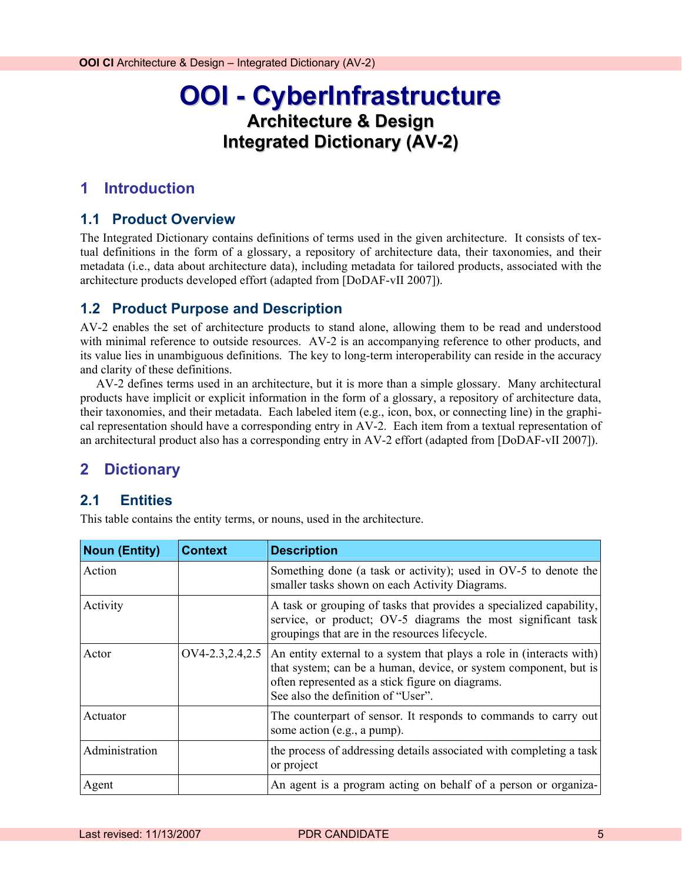# OOI - CyberInfrastructure

## Architecture & Design

## Integrated Dictionary (AV-2)

# 1 Introduction

## 1.1 Product Overview

The Integrated Dictionary contains definitions of terms used in the given architecture. It consists of textual definitions in the form of a glossary, a repository of architecture data, their taxonomies, and their metadata (i.e., data about architecture data), including metadata for tailored products, associated with the architecture products developed effort (adapted from [DoDAF-vII 2007]).

## 1.2 Product Purpose and Description

AV-2 enables the set of architecture products to stand alone, allowing them to be read and understood with minimal reference to outside resources. AV-2 is an accompanying reference to other products, and its value lies in unambiguous definitions. The key to long-term interoperability can reside in the accuracy and clarity of these definitions.

AV-2 defines terms used in an architecture, but it is more than a simple glossary. Many architectural products have implicit or explicit information in the form of a glossary, a repository of architecture data, their taxonomies, and their metadata. Each labeled item (e.g., icon, box, or connecting line) in the graphical representation should have a corresponding entry in AV-2. Each item from a textual representation of an architectural product also has a corresponding entry in AV-2 effort (adapted from [DoDAF-vII 2007]).

# 2 Dictionary

## 2.1 Entities

This table contains the entity terms, or nouns, used in the architecture.

| Noun (Entity) | Context | Description |
|---|---|---|
| Action | | Something done (a task or activity); used in OV-5 to denote the smaller tasks shown on each Activity Diagrams. |
| Activity | | A task or grouping of tasks that provides a specialized capability, service, or product; OV-5 diagrams the most significant task groupings that are in the resources lifecycle. |
| Actor | OV4-2.3,2.4,2.5 | An entity external to a system that plays a role in (interacts with) that system; can be a human, device, or system component, but is often represented as a stick figure on diagrams. See also the definition of "User". |
| Actuator | | The counterpart of sensor. It responds to commands to carry out some action (e.g., a pump). |
| Administration | | the process of addressing details associated with completing a task or project |
| Agent | | An agent is a program acting on behalf of a person or organiza- |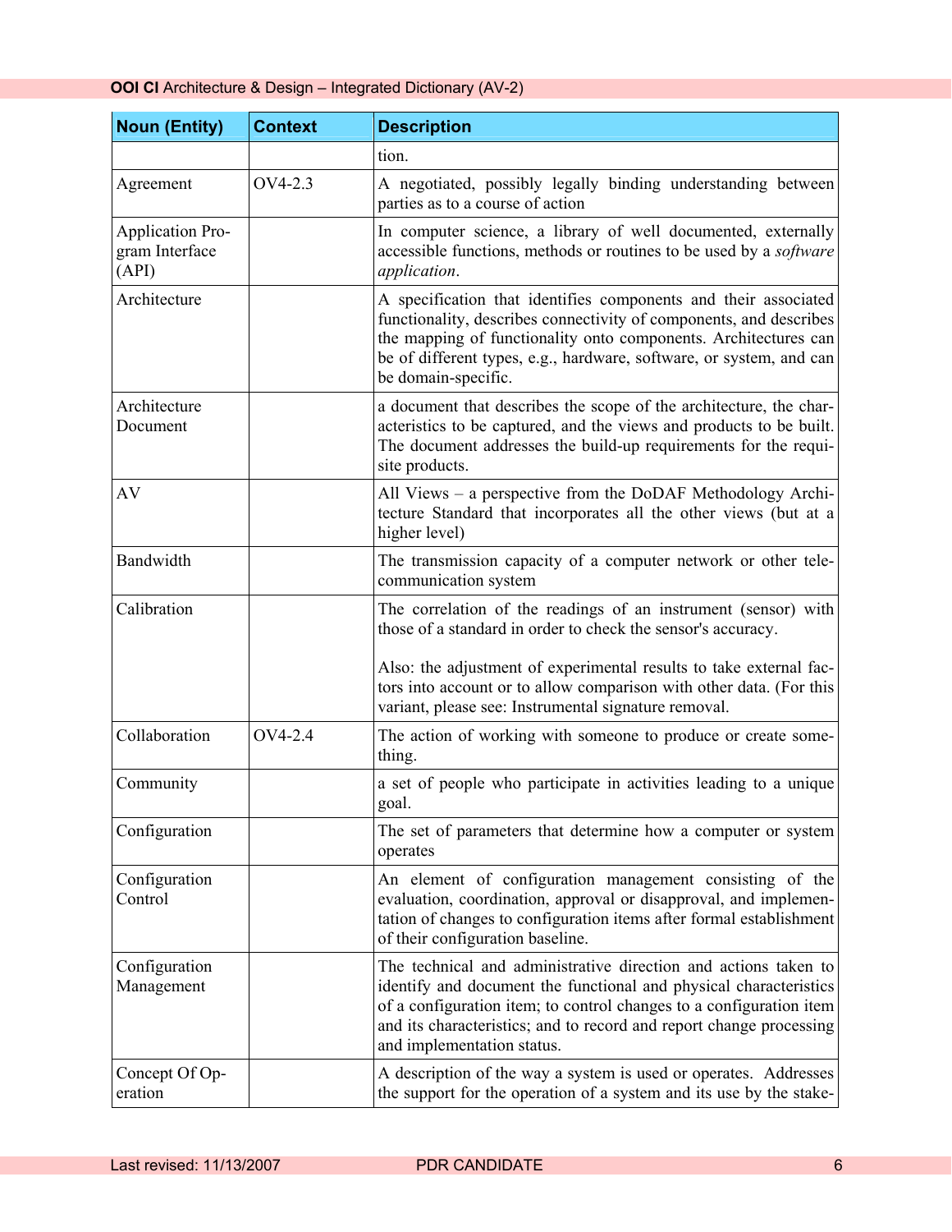| Noun (Entity) | Context | Description |
|---|---|---|
| | | tion. |
| Agreement | OV4-2.3 | A negotiated, possibly legally binding understanding between parties as to a course of action |
| Application Program Interface (API) | | In computer science, a library of well documented, externally accessible functions, methods or routines to be used by a *software application*. |
| Architecture | | A specification that identifies components and their associated functionality, describes connectivity of components, and describes the mapping of functionality onto components. Architectures can be of different types, e.g., hardware, software, or system, and can be domain-specific. |
| Architecture Document | | a document that describes the scope of the architecture, the characteristics to be captured, and the views and products to be built. The document addresses the build-up requirements for the requisite products. |
| AV | | All Views – a perspective from the DoDAF Methodology Architecture Standard that incorporates all the other views (but at a higher level) |
| Bandwidth | | The transmission capacity of a computer network or other telecommunication system |
| Calibration | | The correlation of the readings of an instrument (sensor) with those of a standard in order to check the sensor's accuracy.<br><br>Also: the adjustment of experimental results to take external factors into account or to allow comparison with other data. (For this variant, please see: Instrumental signature removal. |
| Collaboration | OV4-2.4 | The action of working with someone to produce or create something. |
| Community | | a set of people who participate in activities leading to a unique goal. |
| Configuration | | The set of parameters that determine how a computer or system operates |
| Configuration Control | | An element of configuration management consisting of the evaluation, coordination, approval or disapproval, and implementation of changes to configuration items after formal establishment of their configuration baseline. |
| Configuration Management | | The technical and administrative direction and actions taken to identify and document the functional and physical characteristics of a configuration item; to control changes to a configuration item and its characteristics; and to record and report change processing and implementation status. |
| Concept Of Operation | | A description of the way a system is used or operates. Addresses the support for the operation of a system and its use by the stake- |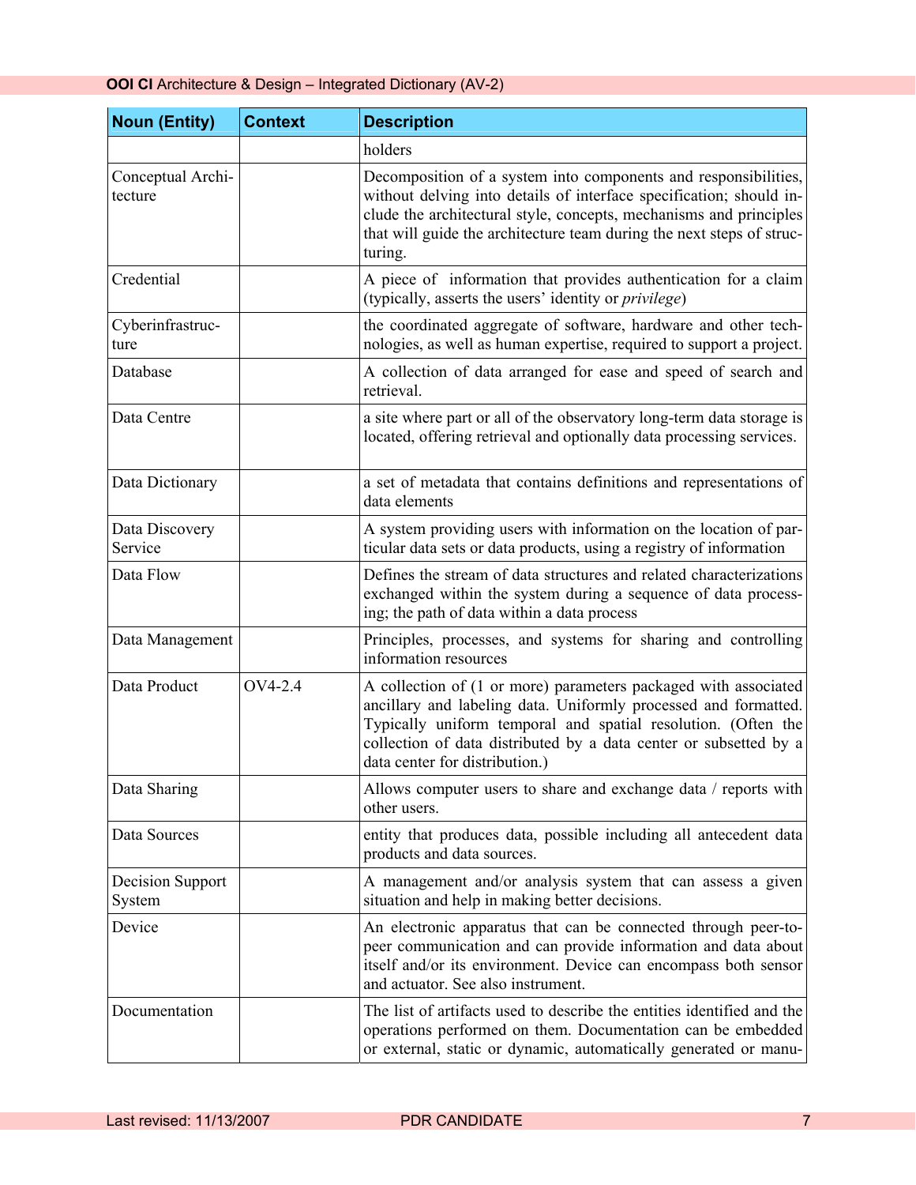| Noun (Entity) | Context | Description |
|---|---|---|
| | | holders |
| Conceptual Architecture | | Decomposition of a system into components and responsibilities, without delving into details of interface specification; should include the architectural style, concepts, mechanisms and principles that will guide the architecture team during the next steps of structuring. |
| Credential | | A piece of information that provides authentication for a claim (typically, asserts the users' identity or *privilege*) |
| Cyberinfrastructure | | the coordinated aggregate of software, hardware and other technologies, as well as human expertise, required to support a project. |
| Database | | A collection of data arranged for ease and speed of search and retrieval. |
| Data Centre | | a site where part or all of the observatory long-term data storage is located, offering retrieval and optionally data processing services. |
| Data Dictionary | | a set of metadata that contains definitions and representations of data elements |
| Data Discovery Service | | A system providing users with information on the location of particular data sets or data products, using a registry of information |
| Data Flow | | Defines the stream of data structures and related characterizations exchanged within the system during a sequence of data processing; the path of data within a data process |
| Data Management | | Principles, processes, and systems for sharing and controlling information resources |
| Data Product | OV4-2.4 | A collection of (1 or more) parameters packaged with associated ancillary and labeling data. Uniformly processed and formatted. Typically uniform temporal and spatial resolution. (Often the collection of data distributed by a data center or subsetted by a data center for distribution.) |
| Data Sharing | | Allows computer users to share and exchange data / reports with other users. |
| Data Sources | | entity that produces data, possible including all antecedent data products and data sources. |
| Decision Support System | | A management and/or analysis system that can assess a given situation and help in making better decisions. |
| Device | | An electronic apparatus that can be connected through peer-to-peer communication and can provide information and data about itself and/or its environment. Device can encompass both sensor and actuator. See also instrument. |
| Documentation | | The list of artifacts used to describe the entities identified and the operations performed on them. Documentation can be embedded or external, static or dynamic, automatically generated or manu- |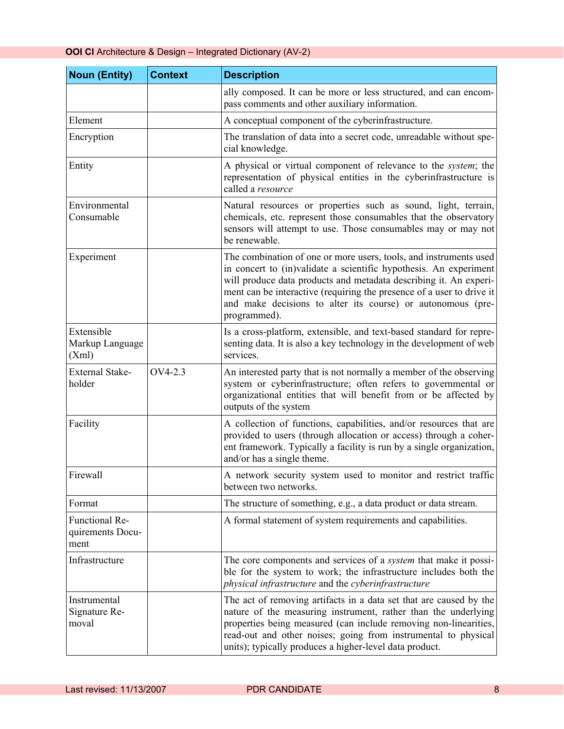| Noun (Entity) | Context | Description |
|---|---|---|
| | | ally composed. It can be more or less structured, and can encompass comments and other auxiliary information. |
| Element | | A conceptual component of the cyberinfrastructure. |
| Encryption | | The translation of data into a secret code, unreadable without special knowledge. |
| Entity | | A physical or virtual component of relevance to the *system*; the representation of physical entities in the cyberinfrastructure is called a *resource* |
| Environmental Consumable | | Natural resources or properties such as sound, light, terrain, chemicals, etc. represent those consumables that the observatory sensors will attempt to use. Those consumables may or may not be renewable. |
| Experiment | | The combination of one or more users, tools, and instruments used in concert to (in)validate a scientific hypothesis. An experiment will produce data products and metadata describing it. An experiment can be interactive (requiring the presence of a user to drive it and make decisions to alter its course) or autonomous (pre-programmed). |
| Extensible Markup Language (Xml) | | Is a cross-platform, extensible, and text-based standard for representing data. It is also a key technology in the development of web services. |
| External Stakeholder | OV4-2.3 | An interested party that is not normally a member of the observing system or cyberinfrastructure; often refers to governmental or organizational entities that will benefit from or be affected by outputs of the system |
| Facility | | A collection of functions, capabilities, and/or resources that are provided to users (through allocation or access) through a coherent framework. Typically a facility is run by a single organization, and/or has a single theme. |
| Firewall | | A network security system used to monitor and restrict traffic between two networks. |
| Format | | The structure of something, e.g., a data product or data stream. |
| Functional Requirements Document | | A formal statement of system requirements and capabilities. |
| Infrastructure | | The core components and services of a *system* that make it possible for the system to work; the infrastructure includes both the *physical infrastructure* and the *cyberinfrastructure* |
| Instrumental Signature Removal | | The act of removing artifacts in a data set that are caused by the nature of the measuring instrument, rather than the underlying properties being measured (can include removing non-linearities, read-out and other noises; going from instrumental to physical units); typically produces a higher-level data product. |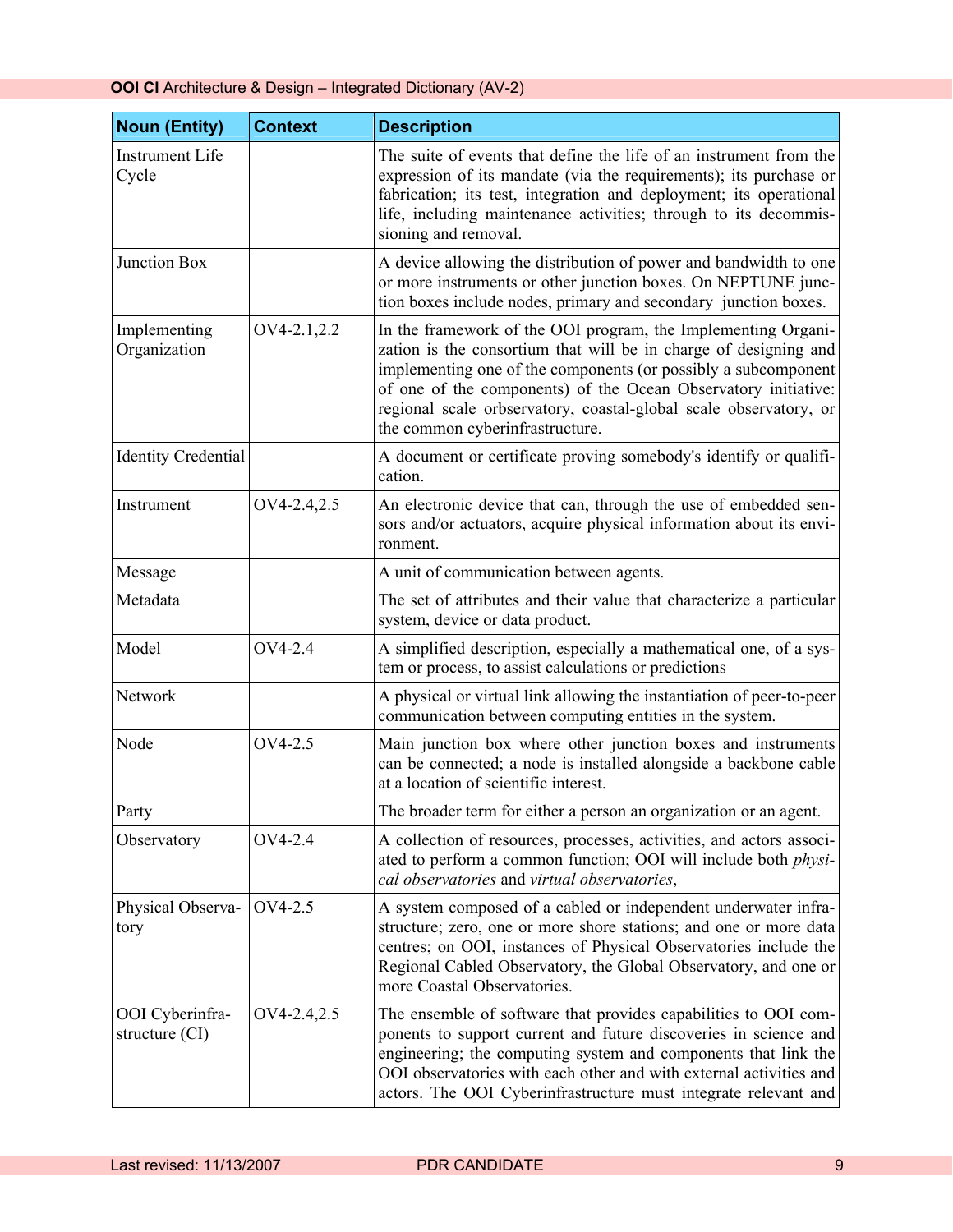| Noun (Entity) | Context | Description |
|---|---|---|
| Instrument Life Cycle | | The suite of events that define the life of an instrument from the expression of its mandate (via the requirements); its purchase or fabrication; its test, integration and deployment; its operational life, including maintenance activities; through to its decommissioning and removal. |
| Junction Box | | A device allowing the distribution of power and bandwidth to one or more instruments or other junction boxes. On NEPTUNE junction boxes include nodes, primary and secondary junction boxes. |
| Implementing Organization | OV4-2.1,2.2 | In the framework of the OOI program, the Implementing Organization is the consortium that will be in charge of designing and implementing one of the components (or possibly a subcomponent of one of the components) of the Ocean Observatory initiative: regional scale orbservatory, coastal-global scale observatory, or the common cyberinfrastructure. |
| Identity Credential | | A document or certificate proving somebody's identify or qualification. |
| Instrument | OV4-2.4,2.5 | An electronic device that can, through the use of embedded sensors and/or actuators, acquire physical information about its environment. |
| Message | | A unit of communication between agents. |
| Metadata | | The set of attributes and their value that characterize a particular system, device or data product. |
| Model | OV4-2.4 | A simplified description, especially a mathematical one, of a system or process, to assist calculations or predictions |
| Network | | A physical or virtual link allowing the instantiation of peer-to-peer communication between computing entities in the system. |
| Node | OV4-2.5 | Main junction box where other junction boxes and instruments can be connected; a node is installed alongside a backbone cable at a location of scientific interest. |
| Party | | The broader term for either a person an organization or an agent. |
| Observatory | OV4-2.4 | A collection of resources, processes, activities, and actors associated to perform a common function; OOI will include both *physical observatories* and *virtual observatories*, |
| Physical Observatory | OV4-2.5 | A system composed of a cabled or independent underwater infrastructure; zero, one or more shore stations; and one or more data centres; on OOI, instances of Physical Observatories include the Regional Cabled Observatory, the Global Observatory, and one or more Coastal Observatories. |
| OOI Cyberinfrastructure (CI) | OV4-2.4,2.5 | The ensemble of software that provides capabilities to OOI components to support current and future discoveries in science and engineering; the computing system and components that link the OOI observatories with each other and with external activities and actors. The OOI Cyberinfrastructure must integrate relevant and |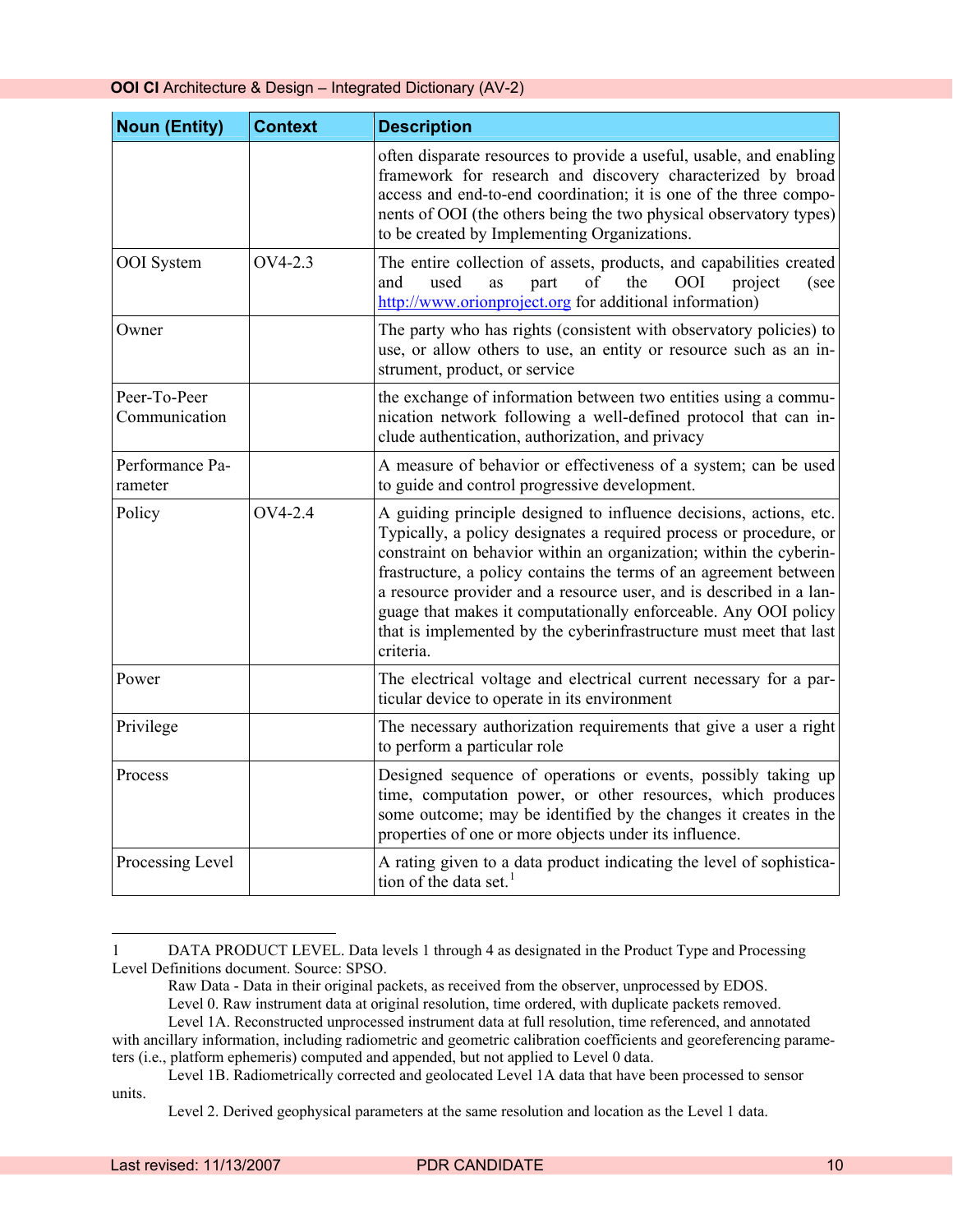| Noun (Entity) | Context | Description |
|---|---|---|
| | | often disparate resources to provide a useful, usable, and enabling framework for research and discovery characterized by broad access and end-to-end coordination; it is one of the three components of OOI (the others being the two physical observatory types) to be created by Implementing Organizations. |
| OOI System | OV4-2.3 | The entire collection of assets, products, and capabilities created and used as part of the OOI project (see http://www.orionproject.org for additional information) |
| Owner | | The party who has rights (consistent with observatory policies) to use, or allow others to use, an entity or resource such as an instrument, product, or service |
| Peer-To-Peer Communication | | the exchange of information between two entities using a communication network following a well-defined protocol that can include authentication, authorization, and privacy |
| Performance Parameter | | A measure of behavior or effectiveness of a system; can be used to guide and control progressive development. |
| Policy | OV4-2.4 | A guiding principle designed to influence decisions, actions, etc. Typically, a policy designates a required process or procedure, or constraint on behavior within an organization; within the cyberinfrastructure, a policy contains the terms of an agreement between a resource provider and a resource user, and is described in a language that makes it computationally enforceable. Any OOI policy that is implemented by the cyberinfrastructure must meet that last criteria. |
| Power | | The electrical voltage and electrical current necessary for a particular device to operate in its environment |
| Privilege | | The necessary authorization requirements that give a user a right to perform a particular role |
| Process | | Designed sequence of operations or events, possibly taking up time, computation power, or other resources, which produces some outcome; may be identified by the changes it creates in the properties of one or more objects under its influence. |
| Processing Level | | A rating given to a data product indicating the level of sophistication of the data set.[1] |

[1] DATA PRODUCT LEVEL. Data levels 1 through 4 as designated in the Product Type and Processing Level Definitions document. Source: SPSO.

Raw Data - Data in their original packets, as received from the observer, unprocessed by EDOS.

Level 0. Raw instrument data at original resolution, time ordered, with duplicate packets removed.

Level 1A. Reconstructed unprocessed instrument data at full resolution, time referenced, and annotated with ancillary information, including radiometric and geometric calibration coefficients and georeferencing parameters (i.e., platform ephemeris) computed and appended, but not applied to Level 0 data.

Level 1B. Radiometrically corrected and geolocated Level 1A data that have been processed to sensor units.

Level 2. Derived geophysical parameters at the same resolution and location as the Level 1 data.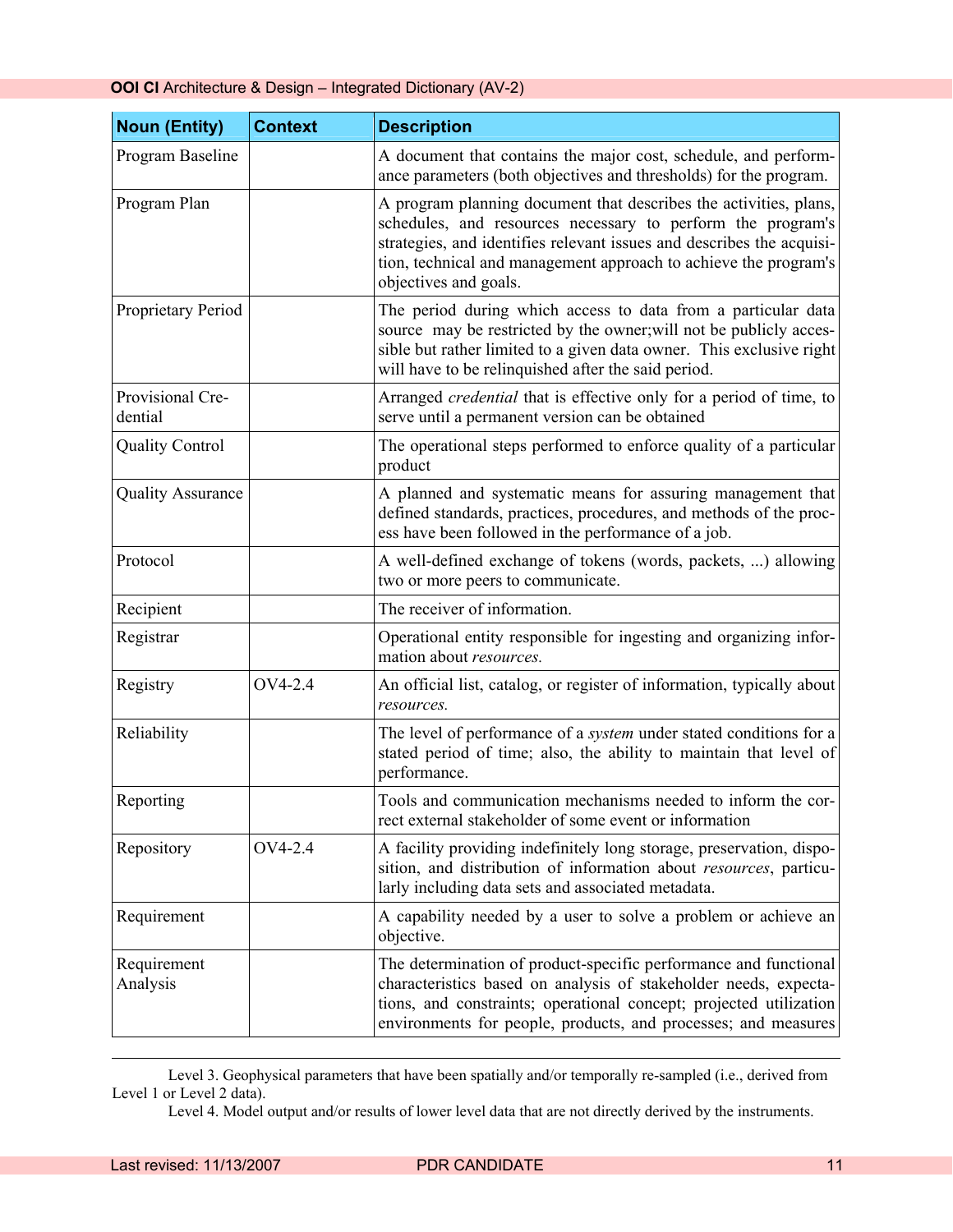| Noun (Entity) | Context | Description |
|---|---|---|
| Program Baseline | | A document that contains the major cost, schedule, and performance parameters (both objectives and thresholds) for the program. |
| Program Plan | | A program planning document that describes the activities, plans, schedules, and resources necessary to perform the program's strategies, and identifies relevant issues and describes the acquisition, technical and management approach to achieve the program's objectives and goals. |
| Proprietary Period | | The period during which access to data from a particular data source may be restricted by the owner;will not be publicly accessible but rather limited to a given data owner. This exclusive right will have to be relinquished after the said period. |
| Provisional Credential | | Arranged *credential* that is effective only for a period of time, to serve until a permanent version can be obtained |
| Quality Control | | The operational steps performed to enforce quality of a particular product |
| Quality Assurance | | A planned and systematic means for assuring management that defined standards, practices, procedures, and methods of the process have been followed in the performance of a job. |
| Protocol | | A well-defined exchange of tokens (words, packets, ...) allowing two or more peers to communicate. |
| Recipient | | The receiver of information. |
| Registrar | | Operational entity responsible for ingesting and organizing information about *resources.* |
| Registry | OV4-2.4 | An official list, catalog, or register of information, typically about *resources.* |
| Reliability | | The level of performance of a *system* under stated conditions for a stated period of time; also, the ability to maintain that level of performance. |
| Reporting | | Tools and communication mechanisms needed to inform the correct external stakeholder of some event or information |
| Repository | OV4-2.4 | A facility providing indefinitely long storage, preservation, disposition, and distribution of information about *resources*, particularly including data sets and associated metadata. |
| Requirement | | A capability needed by a user to solve a problem or achieve an objective. |
| Requirement Analysis | | The determination of product-specific performance and functional characteristics based on analysis of stakeholder needs, expectations, and constraints; operational concept; projected utilization environments for people, products, and processes; and measures |

---

Level 3. Geophysical parameters that have been spatially and/or temporally re-sampled (i.e., derived from Level 1 or Level 2 data).

Level 4. Model output and/or results of lower level data that are not directly derived by the instruments.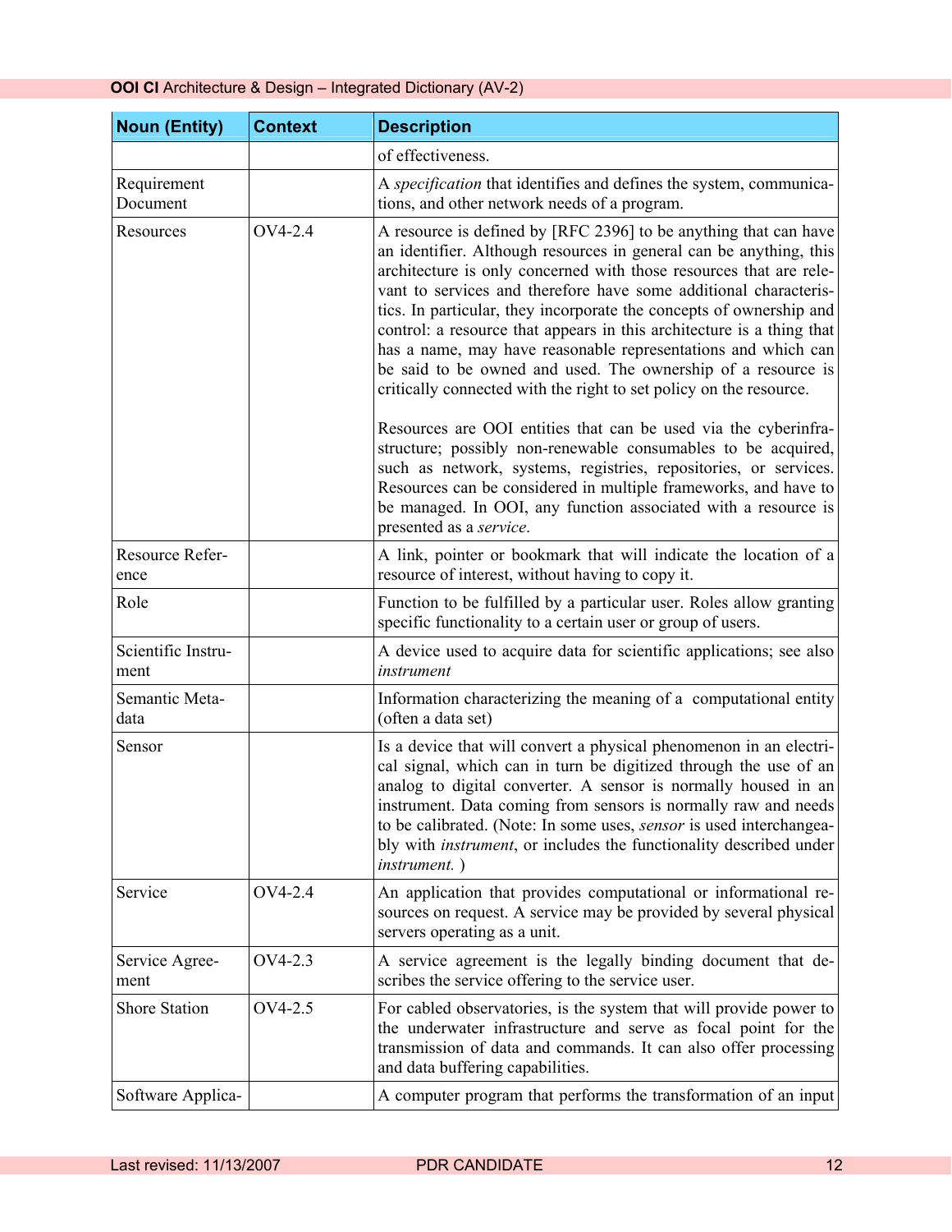| Noun (Entity) | Context | Description |
|---|---|---|
| | | of effectiveness. |
| Requirement Document | | A *specification* that identifies and defines the system, communications, and other network needs of a program. |
| Resources | OV4-2.4 | A resource is defined by [RFC 2396] to be anything that can have an identifier. Although resources in general can be anything, this architecture is only concerned with those resources that are relevant to services and therefore have some additional characteristics. In particular, they incorporate the concepts of ownership and control: a resource that appears in this architecture is a thing that has a name, may have reasonable representations and which can be said to be owned and used. The ownership of a resource is critically connected with the right to set policy on the resource.<br><br>Resources are OOI entities that can be used via the cyberinfrastructure; possibly non-renewable consumables to be acquired, such as network, systems, registries, repositories, or services. Resources can be considered in multiple frameworks, and have to be managed. In OOI, any function associated with a resource is presented as a *service*. |
| Resource Reference | | A link, pointer or bookmark that will indicate the location of a resource of interest, without having to copy it. |
| Role | | Function to be fulfilled by a particular user. Roles allow granting specific functionality to a certain user or group of users. |
| Scientific Instrument | | A device used to acquire data for scientific applications; see also *instrument* |
| Semantic Metadata | | Information characterizing the meaning of a computational entity (often a data set) |
| Sensor | | Is a device that will convert a physical phenomenon in an electrical signal, which can in turn be digitized through the use of an analog to digital converter. A sensor is normally housed in an instrument. Data coming from sensors is normally raw and needs to be calibrated. (Note: In some uses, *sensor* is used interchangeably with *instrument*, or includes the functionality described under *instrument.* ) |
| Service | OV4-2.4 | An application that provides computational or informational resources on request. A service may be provided by several physical servers operating as a unit. |
| Service Agreement | OV4-2.3 | A service agreement is the legally binding document that describes the service offering to the service user. |
| Shore Station | OV4-2.5 | For cabled observatories, is the system that will provide power to the underwater infrastructure and serve as focal point for the transmission of data and commands. It can also offer processing and data buffering capabilities. |
| Software Applica- | | A computer program that performs the transformation of an input |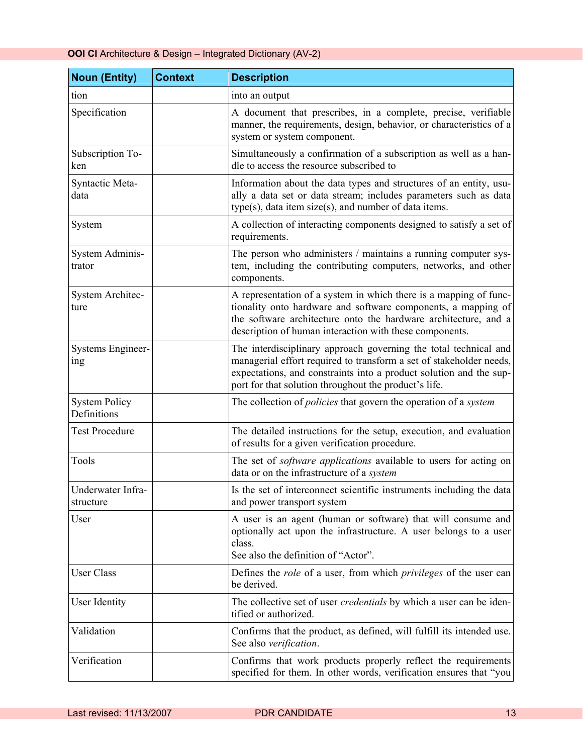| Noun (Entity) | Context | Description |
|---|---|---|
| tion | | into an output |
| Specification | | A document that prescribes, in a complete, precise, verifiable manner, the requirements, design, behavior, or characteristics of a system or system component. |
| Subscription Token | | Simultaneously a confirmation of a subscription as well as a handle to access the resource subscribed to |
| Syntactic Metadata | | Information about the data types and structures of an entity, usually a data set or data stream; includes parameters such as data type(s), data item size(s), and number of data items. |
| System | | A collection of interacting components designed to satisfy a set of requirements. |
| System Administrator | | The person who administers / maintains a running computer system, including the contributing computers, networks, and other components. |
| System Architecture | | A representation of a system in which there is a mapping of functionality onto hardware and software components, a mapping of the software architecture onto the hardware architecture, and a description of human interaction with these components. |
| Systems Engineering | | The interdisciplinary approach governing the total technical and managerial effort required to transform a set of stakeholder needs, expectations, and constraints into a product solution and the support for that solution throughout the product's life. |
| System Policy Definitions | | The collection of *policies* that govern the operation of a *system* |
| Test Procedure | | The detailed instructions for the setup, execution, and evaluation of results for a given verification procedure. |
| Tools | | The set of *software applications* available to users for acting on data or on the infrastructure of a *system* |
| Underwater Infrastructure | | Is the set of interconnect scientific instruments including the data and power transport system |
| User | | A user is an agent (human or software) that will consume and optionally act upon the infrastructure. A user belongs to a user class. See also the definition of "Actor". |
| User Class | | Defines the *role* of a user, from which *privileges* of the user can be derived. |
| User Identity | | The collective set of user *credentials* by which a user can be identified or authorized. |
| Validation | | Confirms that the product, as defined, will fulfill its intended use. See also *verification*. |
| Verification | | Confirms that work products properly reflect the requirements specified for them. In other words, verification ensures that "you |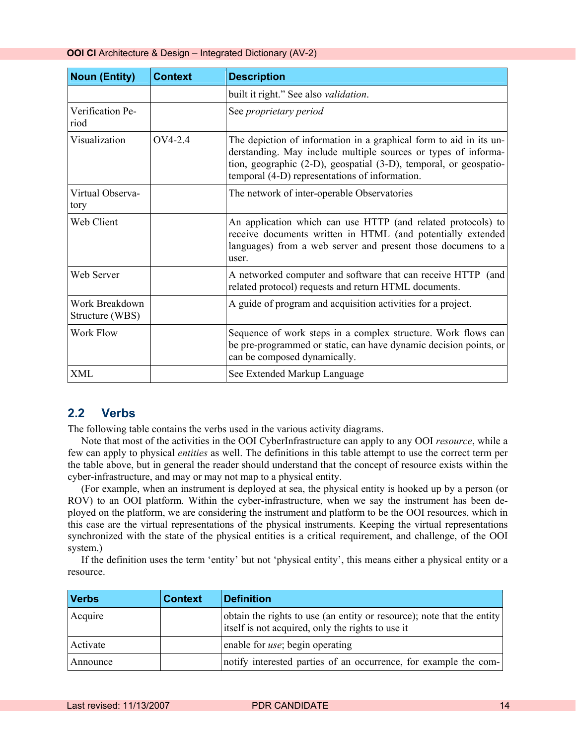| Noun (Entity) | Context | Description |
|---|---|---|
| | | built it right." See also *validation*. |
| Verification Period | | See *proprietary period* |
| Visualization | OV4-2.4 | The depiction of information in a graphical form to aid in its understanding. May include multiple sources or types of information, geographic (2-D), geospatial (3-D), temporal, or geospatio-temporal (4-D) representations of information. |
| Virtual Observatory | | The network of inter-operable Observatories |
| Web Client | | An application which can use HTTP (and related protocols) to receive documents written in HTML (and potentially extended languages) from a web server and present those documens to a user. |
| Web Server | | A networked computer and software that can receive HTTP (and related protocol) requests and return HTML documents. |
| Work Breakdown Structure (WBS) | | A guide of program and acquisition activities for a project. |
| Work Flow | | Sequence of work steps in a complex structure. Work flows can be pre-programmed or static, can have dynamic decision points, or can be composed dynamically. |
| XML | | See Extended Markup Language |

## 2.2 Verbs

The following table contains the verbs used in the various activity diagrams.

Note that most of the activities in the OOI CyberInfrastructure can apply to any OOI *resource*, while a few can apply to physical *entities* as well. The definitions in this table attempt to use the correct term per the table above, but in general the reader should understand that the concept of resource exists within the cyber-infrastructure, and may or may not map to a physical entity.

(For example, when an instrument is deployed at sea, the physical entity is hooked up by a person (or ROV) to an OOI platform. Within the cyber-infrastructure, when we say the instrument has been deployed on the platform, we are considering the instrument and platform to be the OOI resources, which in this case are the virtual representations of the physical instruments. Keeping the virtual representations synchronized with the state of the physical entities is a critical requirement, and challenge, of the OOI system.)

If the definition uses the term 'entity' but not 'physical entity', this means either a physical entity or a resource.

| Verbs | Context | Definition |
|---|---|---|
| Acquire | | obtain the rights to use (an entity or resource); note that the entity itself is not acquired, only the rights to use it |
| Activate | | enable for *use*; begin operating |
| Announce | | notify interested parties of an occurrence, for example the com- |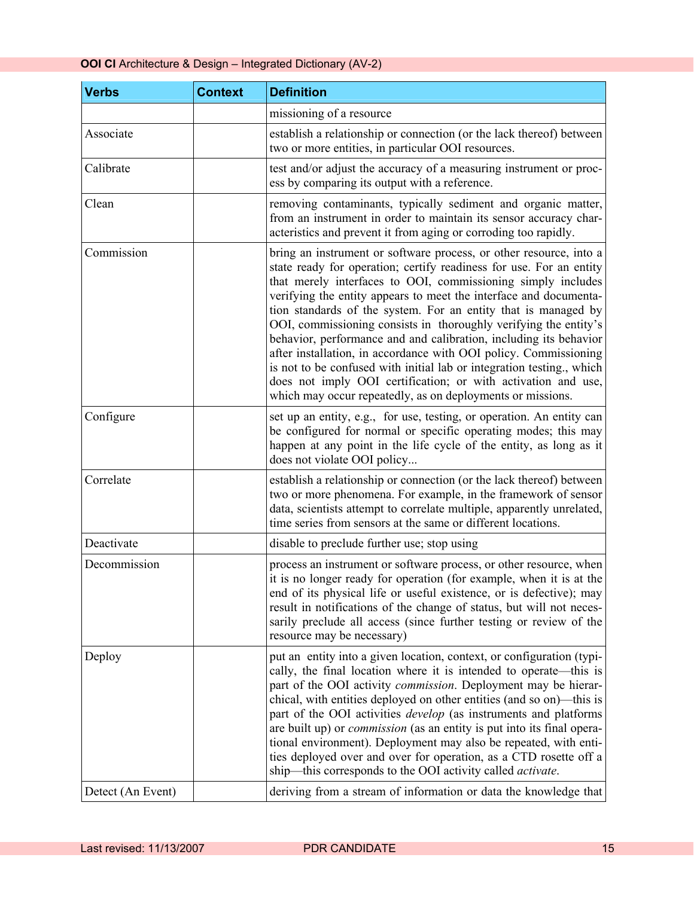| Verbs | Context | Definition |
|---|---|---|
| | | missioning of a resource |
| Associate | | establish a relationship or connection (or the lack thereof) between two or more entities, in particular OOI resources. |
| Calibrate | | test and/or adjust the accuracy of a measuring instrument or process by comparing its output with a reference. |
| Clean | | removing contaminants, typically sediment and organic matter, from an instrument in order to maintain its sensor accuracy characteristics and prevent it from aging or corroding too rapidly. |
| Commission | | bring an instrument or software process, or other resource, into a state ready for operation; certify readiness for use. For an entity that merely interfaces to OOI, commissioning simply includes verifying the entity appears to meet the interface and documentation standards of the system. For an entity that is managed by OOI, commissioning consists in thoroughly verifying the entity's behavior, performance and and calibration, including its behavior after installation, in accordance with OOI policy. Commissioning is not to be confused with initial lab or integration testing., which does not imply OOI certification; or with activation and use, which may occur repeatedly, as on deployments or missions. |
| Configure | | set up an entity, e.g., for use, testing, or operation. An entity can be configured for normal or specific operating modes; this may happen at any point in the life cycle of the entity, as long as it does not violate OOI policy... |
| Correlate | | establish a relationship or connection (or the lack thereof) between two or more phenomena. For example, in the framework of sensor data, scientists attempt to correlate multiple, apparently unrelated, time series from sensors at the same or different locations. |
| Deactivate | | disable to preclude further use; stop using |
| Decommission | | process an instrument or software process, or other resource, when it is no longer ready for operation (for example, when it is at the end of its physical life or useful existence, or is defective); may result in notifications of the change of status, but will not necessarily preclude all access (since further testing or review of the resource may be necessary) |
| Deploy | | put an entity into a given location, context, or configuration (typically, the final location where it is intended to operate—this is part of the OOI activity *commission*. Deployment may be hierarchical, with entities deployed on other entities (and so on)—this is part of the OOI activities *develop* (as instruments and platforms are built up) or *commission* (as an entity is put into its final operational environment). Deployment may also be repeated, with entities deployed over and over for operation, as a CTD rosette off a ship—this corresponds to the OOI activity called *activate*. |
| Detect (An Event) | | deriving from a stream of information or data the knowledge that |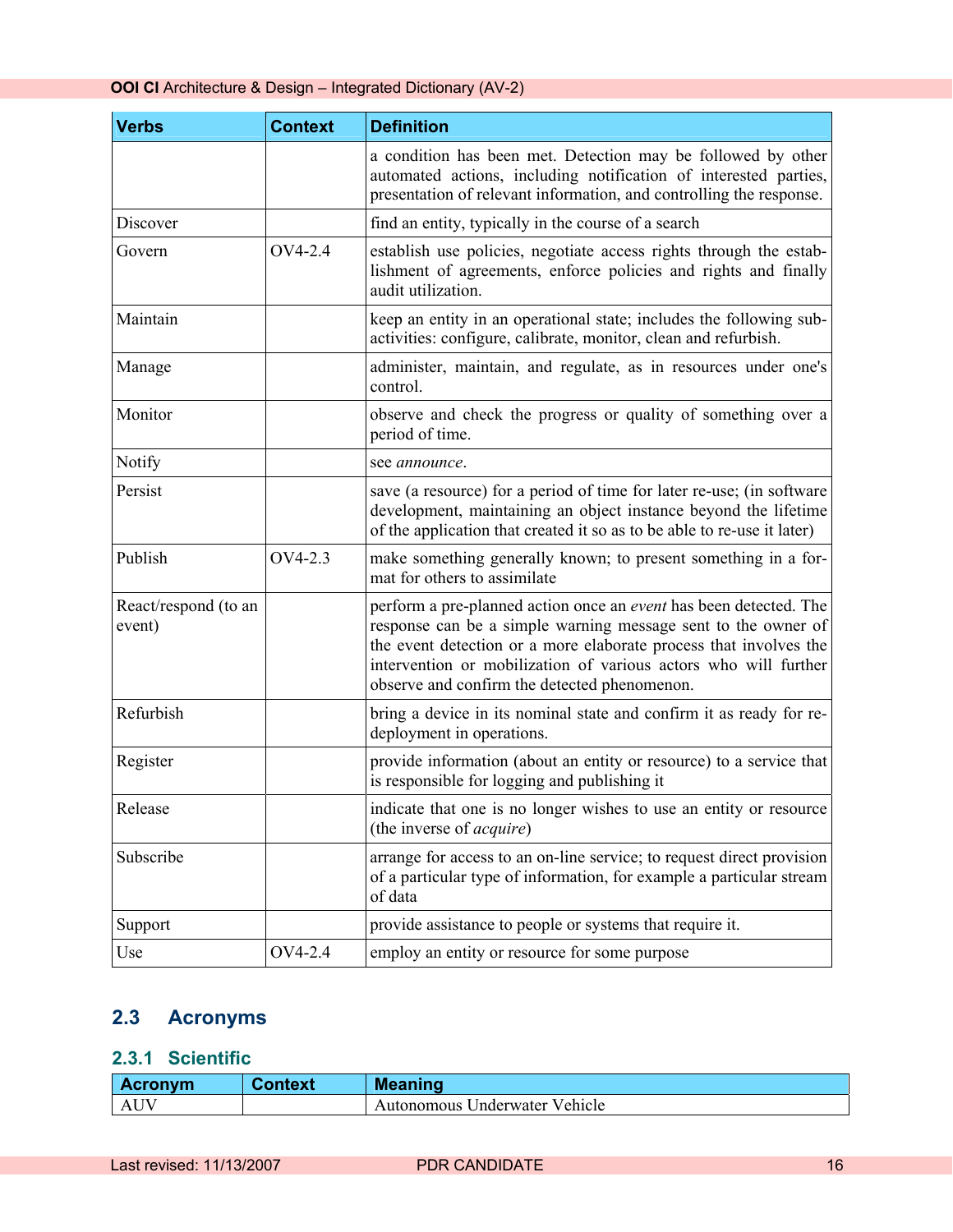| Verbs | Context | Definition |
|---|---|---|
| | | a condition has been met. Detection may be followed by other automated actions, including notification of interested parties, presentation of relevant information, and controlling the response. |
| Discover | | find an entity, typically in the course of a search |
| Govern | OV4-2.4 | establish use policies, negotiate access rights through the establishment of agreements, enforce policies and rights and finally audit utilization. |
| Maintain | | keep an entity in an operational state; includes the following sub-activities: configure, calibrate, monitor, clean and refurbish. |
| Manage | | administer, maintain, and regulate, as in resources under one's control. |
| Monitor | | observe and check the progress or quality of something over a period of time. |
| Notify | | see *announce*. |
| Persist | | save (a resource) for a period of time for later re-use; (in software development, maintaining an object instance beyond the lifetime of the application that created it so as to be able to re-use it later) |
| Publish | OV4-2.3 | make something generally known; to present something in a format for others to assimilate |
| React/respond (to an event) | | perform a pre-planned action once an *event* has been detected. The response can be a simple warning message sent to the owner of the event detection or a more elaborate process that involves the intervention or mobilization of various actors who will further observe and confirm the detected phenomenon. |
| Refurbish | | bring a device in its nominal state and confirm it as ready for re-deployment in operations. |
| Register | | provide information (about an entity or resource) to a service that is responsible for logging and publishing it |
| Release | | indicate that one is no longer wishes to use an entity or resource (the inverse of *acquire*) |
| Subscribe | | arrange for access to an on-line service; to request direct provision of a particular type of information, for example a particular stream of data |
| Support | | provide assistance to people or systems that require it. |
| Use | OV4-2.4 | employ an entity or resource for some purpose |

## 2.3 Acronyms

### 2.3.1 Scientific

| Acronym | Context | Meaning |
|---|---|---|
| AUV | | Autonomous Underwater Vehicle |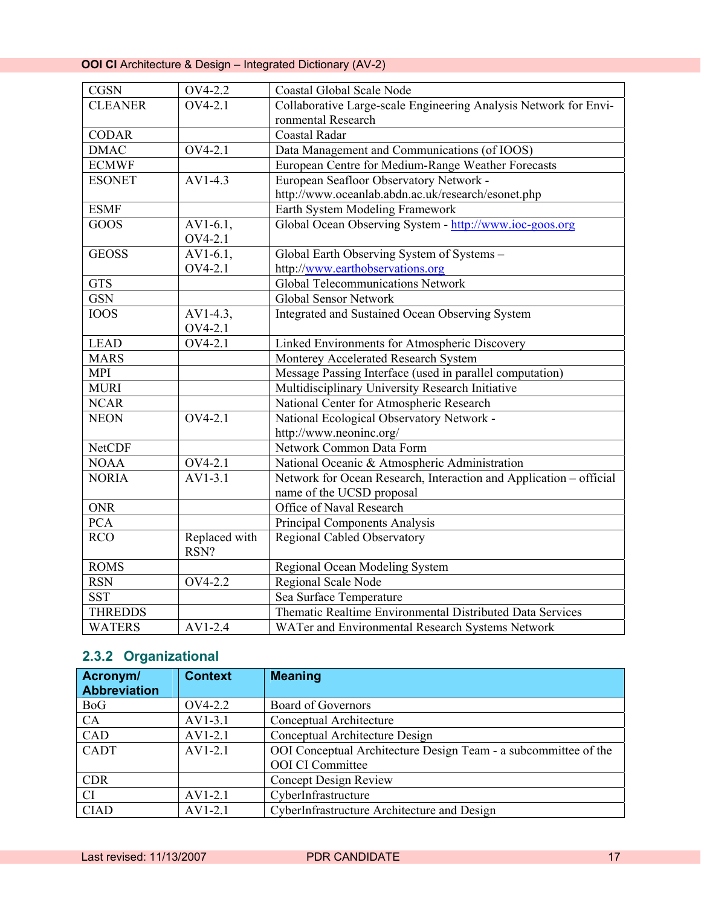| | | |
|---|---|---|
| CGSN | OV4-2.2 | Coastal Global Scale Node |
| CLEANER | OV4-2.1 | Collaborative Large-scale Engineering Analysis Network for Environmental Research |
| CODAR | | Coastal Radar |
| DMAC | OV4-2.1 | Data Management and Communications (of IOOS) |
| ECMWF | | European Centre for Medium-Range Weather Forecasts |
| ESONET | AV1-4.3 | European Seafloor Observatory Network - http://www.oceanlab.abdn.ac.uk/research/esonet.php |
| ESMF | | Earth System Modeling Framework |
| GOOS | AV1-6.1, OV4-2.1 | Global Ocean Observing System - http://www.ioc-goos.org |
| GEOSS | AV1-6.1, OV4-2.1 | Global Earth Observing System of Systems – http://www.earthobservations.org |
| GTS | | Global Telecommunications Network |
| GSN | | Global Sensor Network |
| IOOS | AV1-4.3, OV4-2.1 | Integrated and Sustained Ocean Observing System |
| LEAD | OV4-2.1 | Linked Environments for Atmospheric Discovery |
| MARS | | Monterey Accelerated Research System |
| MPI | | Message Passing Interface (used in parallel computation) |
| MURI | | Multidisciplinary University Research Initiative |
| NCAR | | National Center for Atmospheric Research |
| NEON | OV4-2.1 | National Ecological Observatory Network - http://www.neoninc.org/ |
| NetCDF | | Network Common Data Form |
| NOAA | OV4-2.1 | National Oceanic & Atmospheric Administration |
| NORIA | AV1-3.1 | Network for Ocean Research, Interaction and Application – official name of the UCSD proposal |
| ONR | | Office of Naval Research |
| PCA | | Principal Components Analysis |
| RCO | Replaced with RSN? | Regional Cabled Observatory |
| ROMS | | Regional Ocean Modeling System |
| RSN | OV4-2.2 | Regional Scale Node |
| SST | | Sea Surface Temperature |
| THREDDS | | Thematic Realtime Environmental Distributed Data Services |
| WATERS | AV1-2.4 | WATer and Environmental Research Systems Network |

### 2.3.2 Organizational

| Acronym/ Abbreviation | Context | Meaning |
|---|---|---|
| BoG | OV4-2.2 | Board of Governors |
| CA | AV1-3.1 | Conceptual Architecture |
| CAD | AV1-2.1 | Conceptual Architecture Design |
| CADT | AV1-2.1 | OOI Conceptual Architecture Design Team - a subcommittee of the OOI CI Committee |
| CDR | | Concept Design Review |
| CI | AV1-2.1 | CyberInfrastructure |
| CIAD | AV1-2.1 | CyberInfrastructure Architecture and Design |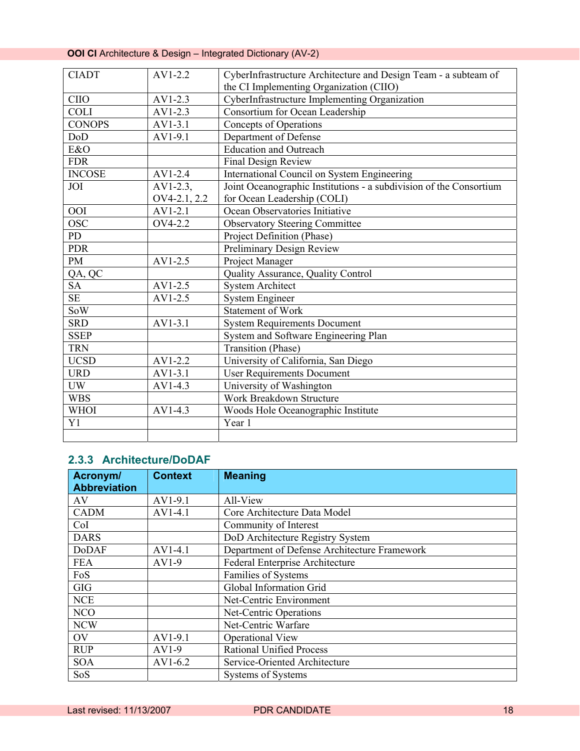| | | |
|---|---|---|
| CIADT | AV1-2.2 | CyberInfrastructure Architecture and Design Team - a subteam of the CI Implementing Organization (CIIO) |
| CIIO | AV1-2.3 | CyberInfrastructure Implementing Organization |
| COLI | AV1-2.3 | Consortium for Ocean Leadership |
| CONOPS | AV1-3.1 | Concepts of Operations |
| DoD | AV1-9.1 | Department of Defense |
| E&O | | Education and Outreach |
| FDR | | Final Design Review |
| INCOSE | AV1-2.4 | International Council on System Engineering |
| JOI | AV1-2.3, OV4-2.1, 2.2 | Joint Oceanographic Institutions - a subdivision of the Consortium for Ocean Leadership (COLI) |
| OOI | AV1-2.1 | Ocean Observatories Initiative |
| OSC | OV4-2.2 | Observatory Steering Committee |
| PD | | Project Definition (Phase) |
| PDR | | Preliminary Design Review |
| PM | AV1-2.5 | Project Manager |
| QA, QC | | Quality Assurance, Quality Control |
| SA | AV1-2.5 | System Architect |
| SE | AV1-2.5 | System Engineer |
| SoW | | Statement of Work |
| SRD | AV1-3.1 | System Requirements Document |
| SSEP | | System and Software Engineering Plan |
| TRN | | Transition (Phase) |
| UCSD | AV1-2.2 | University of California, San Diego |
| URD | AV1-3.1 | User Requirements Document |
| UW | AV1-4.3 | University of Washington |
| WBS | | Work Breakdown Structure |
| WHOI | AV1-4.3 | Woods Hole Oceanographic Institute |
| Y1 | | Year 1 |
| | | |

### 2.3.3 Architecture/DoDAF

| Acronym/ Abbreviation | Context | Meaning |
|---|---|---|
| AV | AV1-9.1 | All-View |
| CADM | AV1-4.1 | Core Architecture Data Model |
| CoI | | Community of Interest |
| DARS | | DoD Architecture Registry System |
| DoDAF | AV1-4.1 | Department of Defense Architecture Framework |
| FEA | AV1-9 | Federal Enterprise Architecture |
| FoS | | Families of Systems |
| GIG | | Global Information Grid |
| NCE | | Net-Centric Environment |
| NCO | | Net-Centric Operations |
| NCW | | Net-Centric Warfare |
| OV | AV1-9.1 | Operational View |
| RUP | AV1-9 | Rational Unified Process |
| SOA | AV1-6.2 | Service-Oriented Architecture |
| SoS | | Systems of Systems |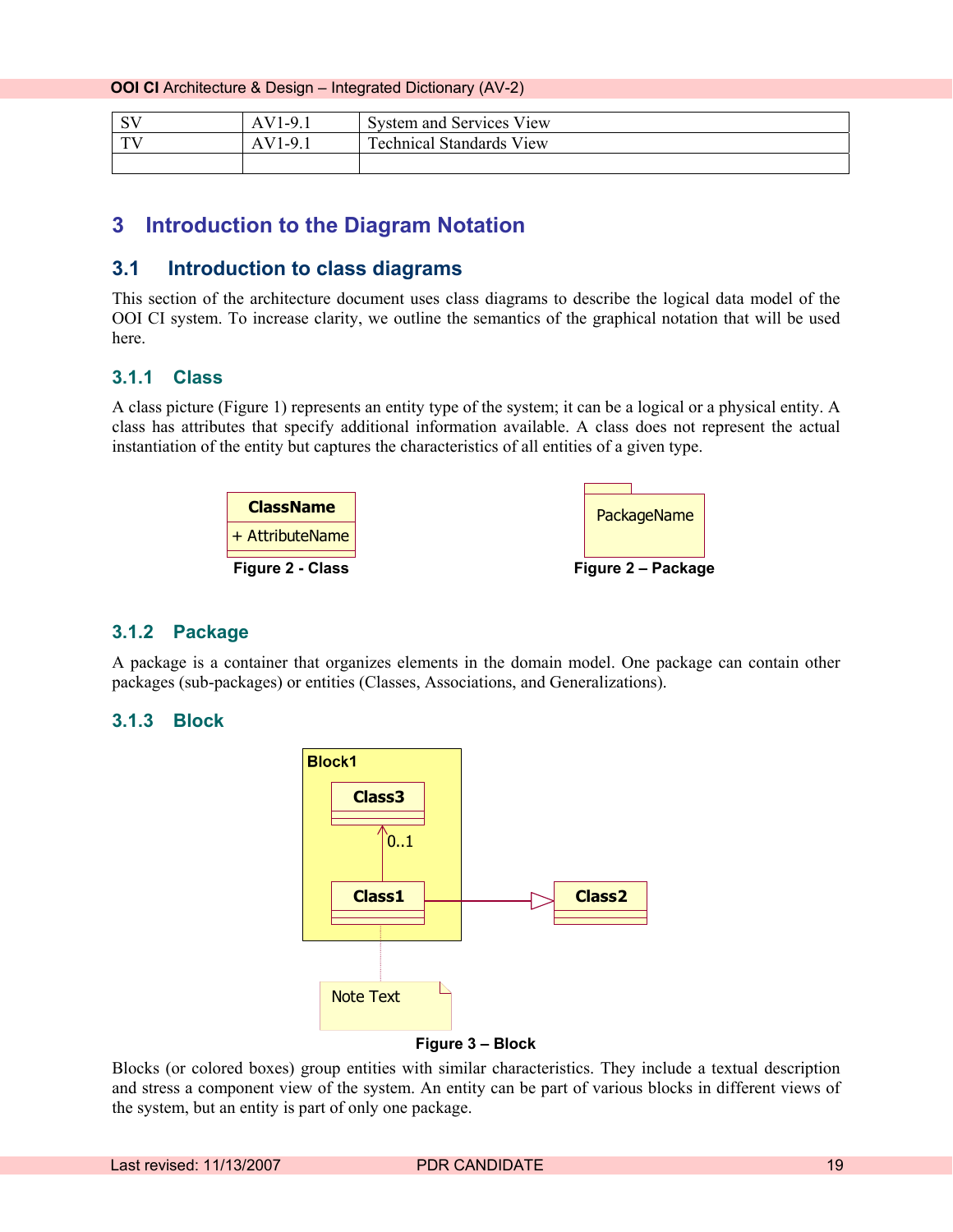| SV | AV1-9.1 | System and Services View |
|---|---|---|
| TV | AV1-9.1 | Technical Standards View |
| | | |

# 3 Introduction to the Diagram Notation

## 3.1 Introduction to class diagrams

This section of the architecture document uses class diagrams to describe the logical data model of the OOI CI system. To increase clarity, we outline the semantics of the graphical notation that will be used here.

### 3.1.1 Class

A class picture (Figure 1) represents an entity type of the system; it can be a logical or a physical entity. A class has attributes that specify additional information available. A class does not represent the actual instantiation of the entity but captures the characteristics of all entities of a given type.

ClassName

+ AttributeName

**Figure 2 - Class**

PackageName

**Figure 2 – Package**

### 3.1.2 Package

A package is a container that organizes elements in the domain model. One package can contain other packages (sub-packages) or entities (Classes, Associations, and Generalizations).

### 3.1.3 Block

Block1

Class3

0..1

Class1

Class2

Note Text

**Figure 3 – Block**

Blocks (or colored boxes) group entities with similar characteristics. They include a textual description and stress a component view of the system. An entity can be part of various blocks in different views of the system, but an entity is part of only one package.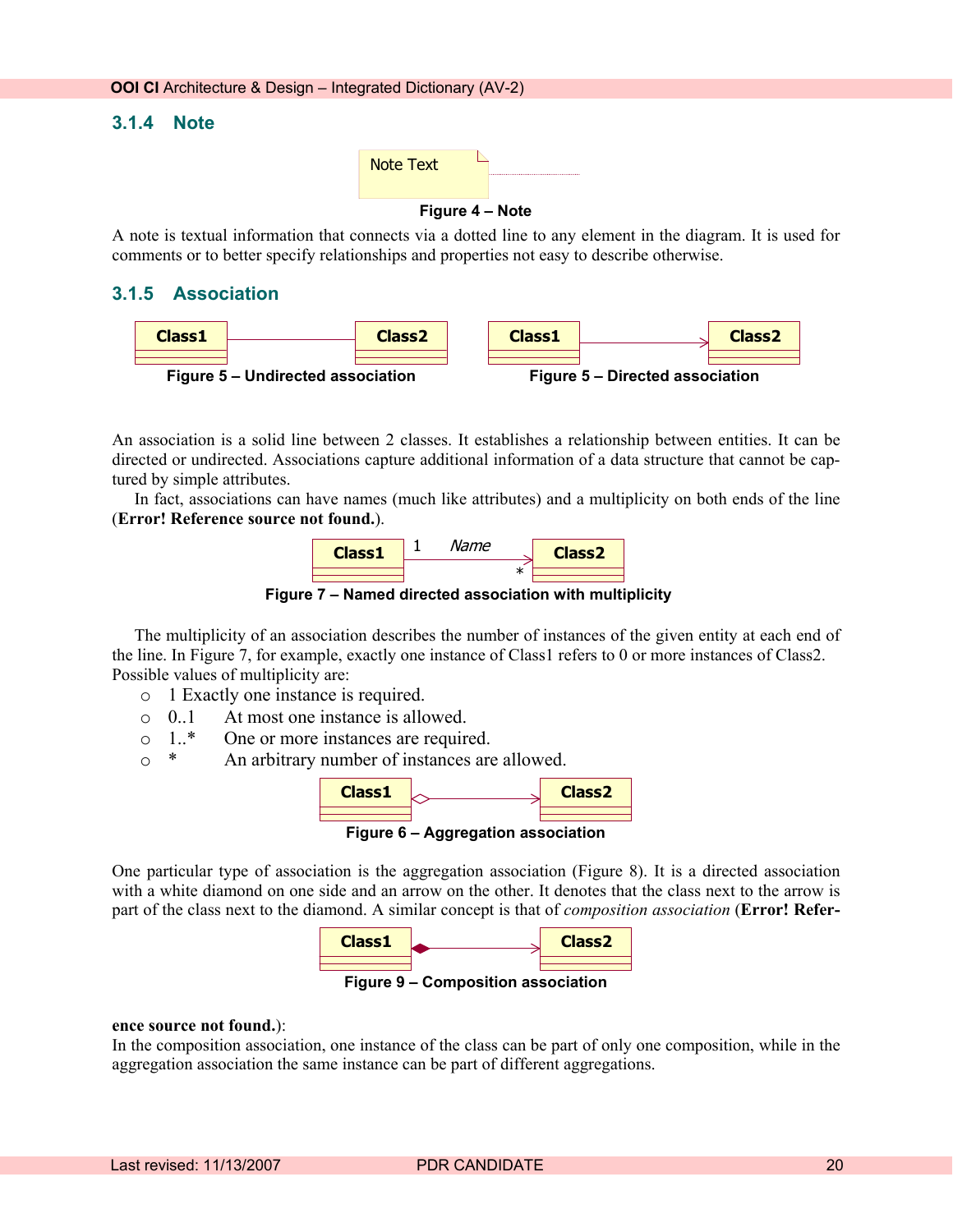### 3.1.4 Note

Figure 4 – Note

A note is textual information that connects via a dotted line to any element in the diagram. It is used for comments or to better specify relationships and properties not easy to describe otherwise.

### 3.1.5 Association

Figure 5 – Undirected association

Figure 5 – Directed association

An association is a solid line between 2 classes. It establishes a relationship between entities. It can be directed or undirected. Associations capture additional information of a data structure that cannot be captured by simple attributes.

In fact, associations can have names (much like attributes) and a multiplicity on both ends of the line (**Error! Reference source not found.**).

Figure 7 – Named directed association with multiplicity

The multiplicity of an association describes the number of instances of the given entity at each end of the line. In Figure 7, for example, exactly one instance of Class1 refers to 0 or more instances of Class2. Possible values of multiplicity are:

- 1 Exactly one instance is required.
- 0..1 At most one instance is allowed.
- 1..* One or more instances are required.
- * An arbitrary number of instances are allowed.

Figure 6 – Aggregation association

One particular type of association is the aggregation association (Figure 8). It is a directed association with a white diamond on one side and an arrow on the other. It denotes that the class next to the arrow is part of the class next to the diamond. A similar concept is that of *composition association* (**Error! Reference source not found.**):

Figure 9 – Composition association

In the composition association, one instance of the class can be part of only one composition, while in the aggregation association the same instance can be part of different aggregations.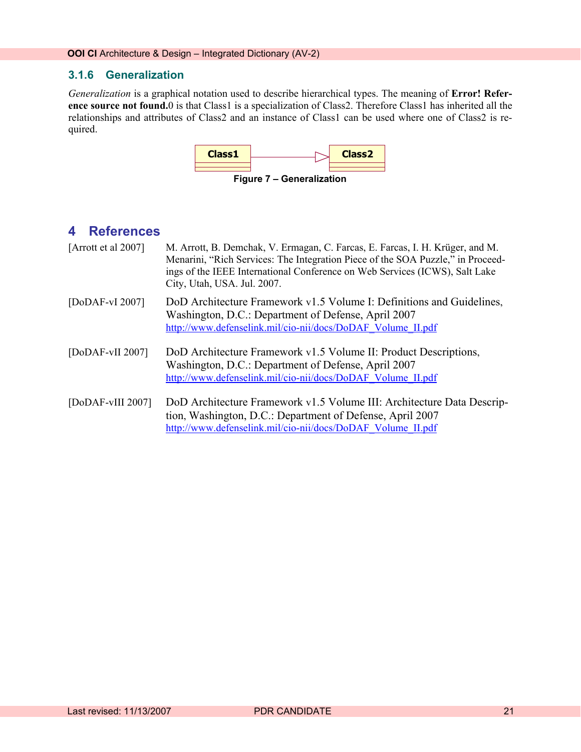### 3.1.6 Generalization

*Generalization* is a graphical notation used to describe hierarchical types. The meaning of **Error! Reference source not found.**0 is that Class1 is a specialization of Class2. Therefore Class1 has inherited all the relationships and attributes of Class2 and an instance of Class1 can be used where one of Class2 is required.

Class1

Class2

**Figure 7 – Generalization**

# 4 References

| | |
|---|---|
| [Arrott et al 2007] | M. Arrott, B. Demchak, V. Ermagan, C. Farcas, E. Farcas, I. H. Krüger, and M. Menarini, "Rich Services: The Integration Piece of the SOA Puzzle," in Proceedings of the IEEE International Conference on Web Services (ICWS), Salt Lake City, Utah, USA. Jul. 2007. |
| [DoDAF-vI 2007] | DoD Architecture Framework v1.5 Volume I: Definitions and Guidelines, Washington, D.C.: Department of Defense, April 2007 http://www.defenselink.mil/cio-nii/docs/DoDAF_Volume_II.pdf |
| [DoDAF-vII 2007] | DoD Architecture Framework v1.5 Volume II: Product Descriptions, Washington, D.C.: Department of Defense, April 2007 http://www.defenselink.mil/cio-nii/docs/DoDAF_Volume_II.pdf |
| [DoDAF-vIII 2007] | DoD Architecture Framework v1.5 Volume III: Architecture Data Description, Washington, D.C.: Department of Defense, April 2007 http://www.defenselink.mil/cio-nii/docs/DoDAF_Volume_II.pdf |